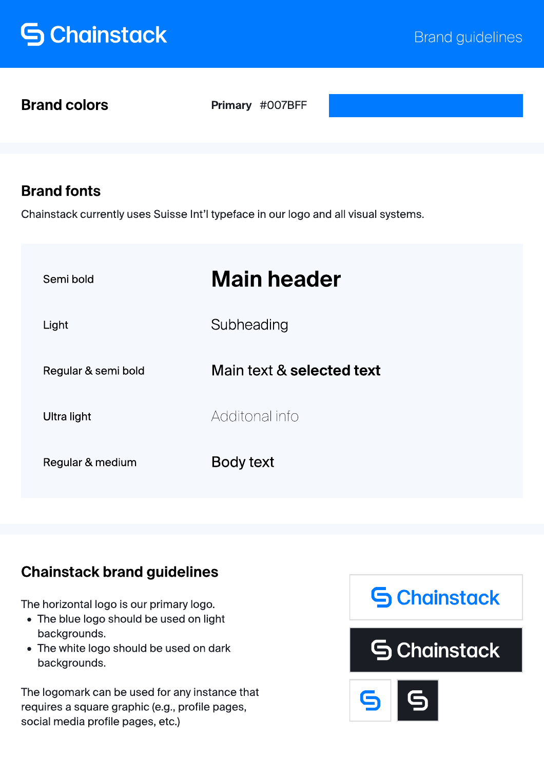# Chainstack

Brand guidelines

## Brand colors

**Primary** #007BFF

## Brand fonts

Chainstack currently uses Suisse Int'l typeface in our logo and all visual systems.

| | |
|---|---|
| Semi bold | **Main header** |
| Light | Subheading |
| Regular & semi bold | Main text & **selected text** |
| Ultra light | Additonal info |
| Regular & medium | Body text |

## Chainstack brand guidelines

The horizontal logo is our primary logo.

- The blue logo should be used on light backgrounds.
- The white logo should be used on dark backgrounds.

The logomark can be used for any instance that requires a square graphic (e.g., profile pages, social media profile pages, etc.)

Chainstack

Chainstack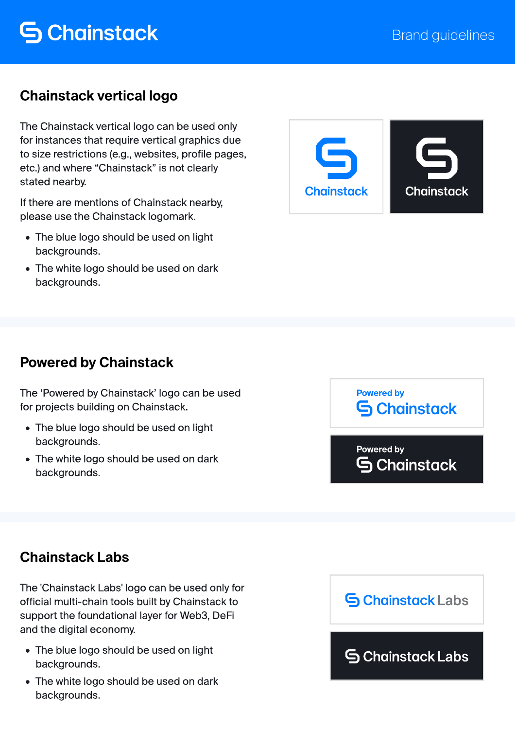## Chainstack vertical logo

The Chainstack vertical logo can be used only for instances that require vertical graphics due to size restrictions (e.g., websites, profile pages, etc.) and where "Chainstack" is not clearly stated nearby.

If there are mentions of Chainstack nearby, please use the Chainstack logomark.

- The blue logo should be used on light backgrounds.
- The white logo should be used on dark backgrounds.

## Powered by Chainstack

The 'Powered by Chainstack' logo can be used for projects building on Chainstack.

- The blue logo should be used on light backgrounds.
- The white logo should be used on dark backgrounds.

## Chainstack Labs

The 'Chainstack Labs' logo can be used only for official multi-chain tools built by Chainstack to support the foundational layer for Web3, DeFi and the digital economy.

- The blue logo should be used on light backgrounds.
- The white logo should be used on dark backgrounds.